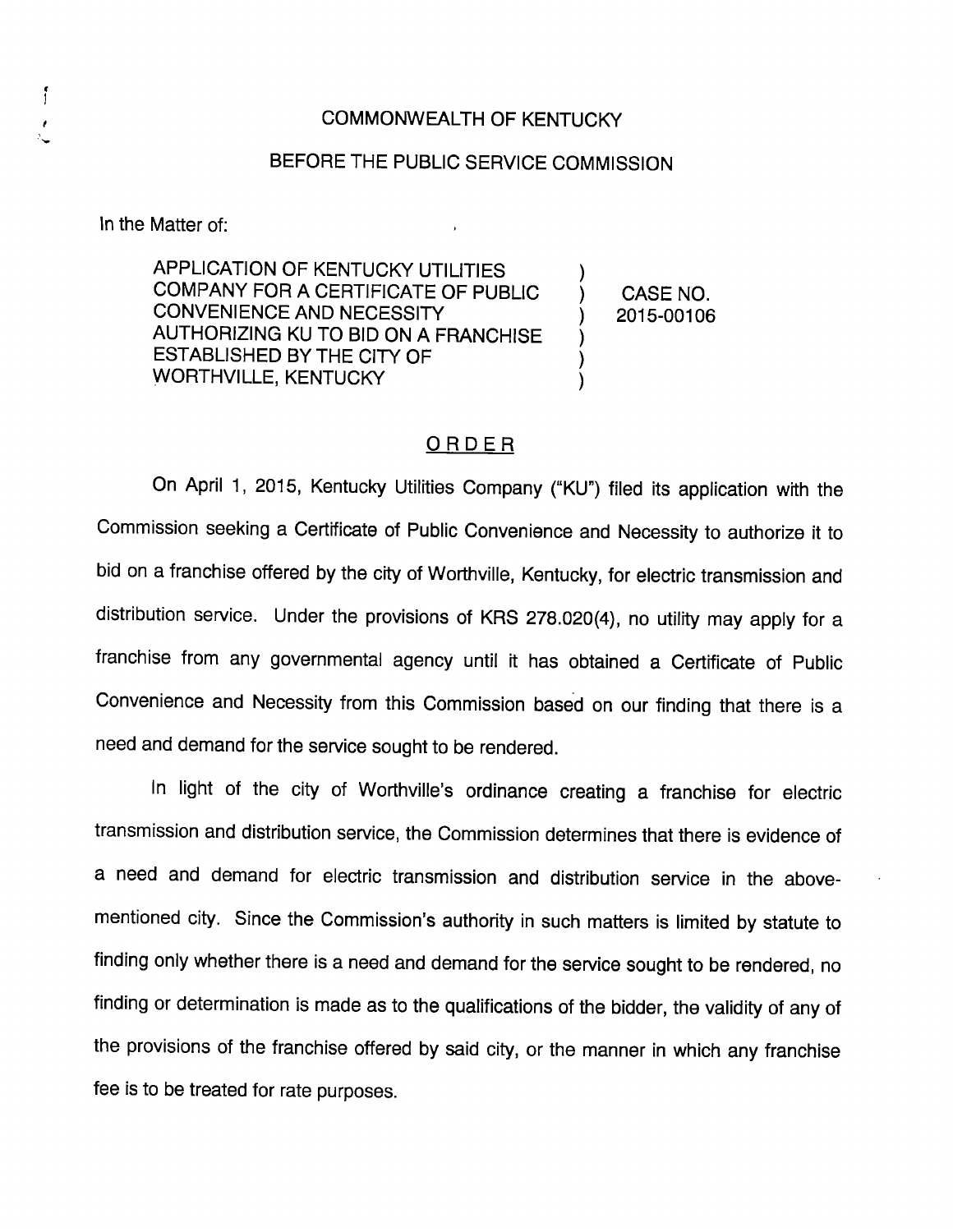COMMONWEALTH OF KENTUCKY

BEFORE THE PUBLIC SERVICE COMMISSION

In the Matter of:

| | | |
|---|---|---|
| APPLICATION OF KENTUCKY UTILITIES COMPANY FOR A CERTIFICATE OF PUBLIC CONVENIENCE AND NECESSITY AUTHORIZING KU TO BID ON A FRANCHISE ESTABLISHED BY THE CITY OF WORTHVILLE, KENTUCKY | ) ) ) ) ) ) | CASE NO. 2015-00106 |

## ORDER

On April 1, 2015, Kentucky Utilities Company ("KU") filed its application with the Commission seeking a Certificate of Public Convenience and Necessity to authorize it to bid on a franchise offered by the city of Worthville, Kentucky, for electric transmission and distribution service. Under the provisions of KRS 278.020(4), no utility may apply for a franchise from any governmental agency until it has obtained a Certificate of Public Convenience and Necessity from this Commission based on our finding that there is a need and demand for the service sought to be rendered.

In light of the city of Worthville's ordinance creating a franchise for electric transmission and distribution service, the Commission determines that there is evidence of a need and demand for electric transmission and distribution service in the above-mentioned city. Since the Commission's authority in such matters is limited by statute to finding only whether there is a need and demand for the service sought to be rendered, no finding or determination is made as to the qualifications of the bidder, the validity of any of the provisions of the franchise offered by said city, or the manner in which any franchise fee is to be treated for rate purposes.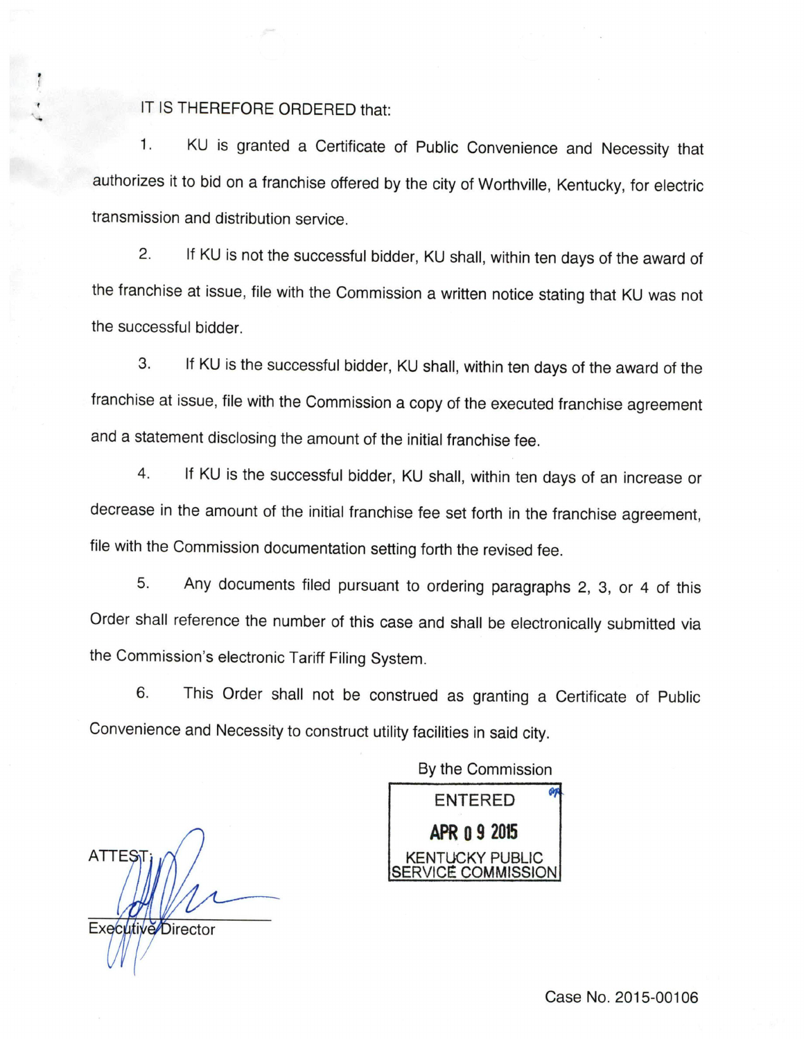IT IS THEREFORE ORDERED that:

1. KU is granted a Certificate of Public Convenience and Necessity that authorizes it to bid on a franchise offered by the city of Worthville, Kentucky, for electric transmission and distribution service.

2. If KU is not the successful bidder, KU shall, within ten days of the award of the franchise at issue, file with the Commission a written notice stating that KU was not the successful bidder.

3. If KU is the successful bidder, KU shall, within ten days of the award of the franchise at issue, file with the Commission a copy of the executed franchise agreement and a statement disclosing the amount of the initial franchise fee.

4. If KU is the successful bidder, KU shall, within ten days of an increase or decrease in the amount of the initial franchise fee set forth in the franchise agreement, file with the Commission documentation setting forth the revised fee.

5. Any documents filed pursuant to ordering paragraphs 2, 3, or 4 of this Order shall reference the number of this case and shall be electronically submitted via the Commission's electronic Tariff Filing System.

6. This Order shall not be construed as granting a Certificate of Public Convenience and Necessity to construct utility facilities in said city.

By the Commission

ENTERED

APR 09 2015

KENTUCKY PUBLIC SERVICE COMMISSION

ATTEST:

Executive Director

Case No. 2015-00106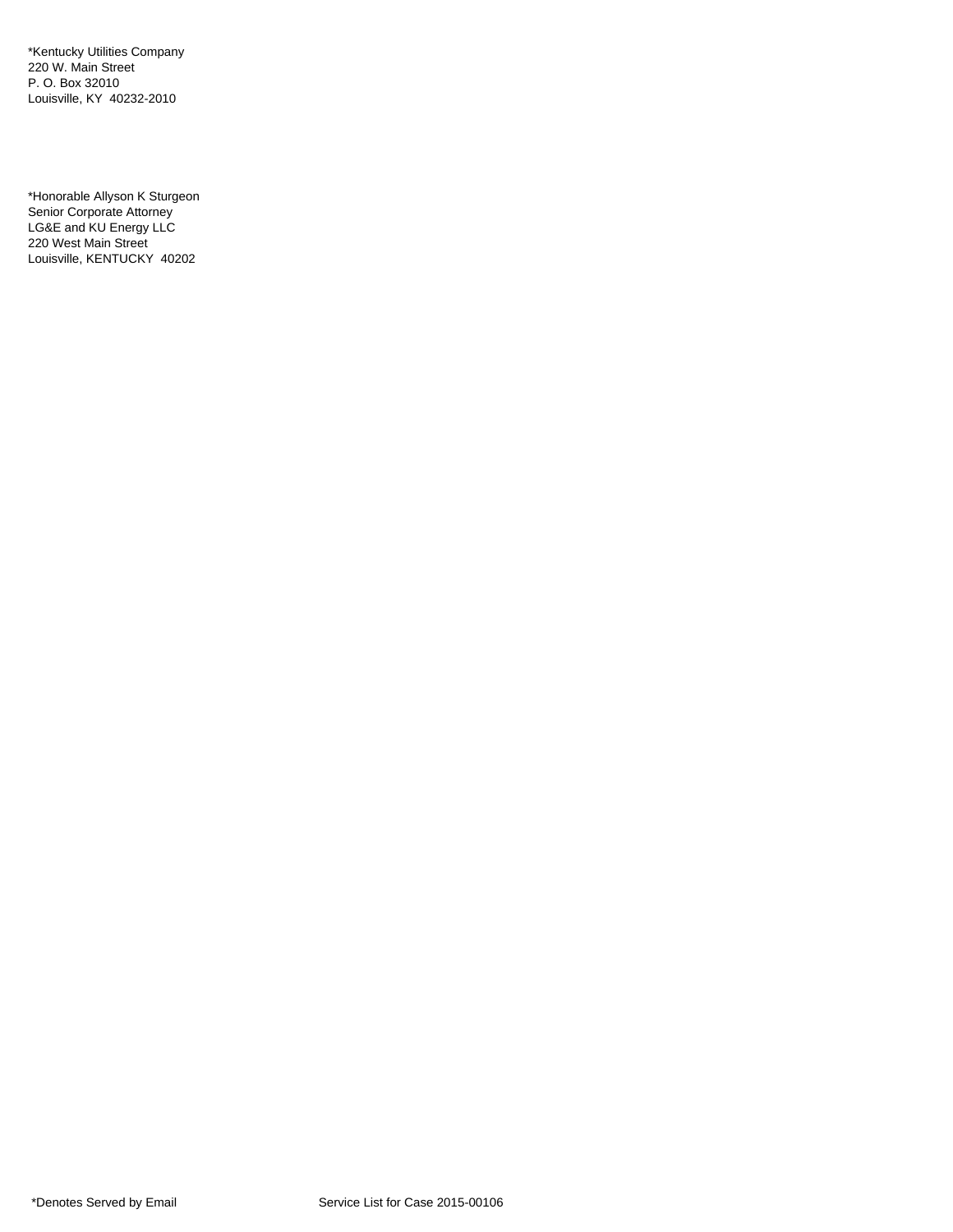*Kentucky Utilities Company
220 W. Main Street
P. O. Box 32010
Louisville, KY 40232-2010

*Honorable Allyson K Sturgeon
Senior Corporate Attorney
LG&E and KU Energy LLC
220 West Main Street
Louisville, KENTUCKY 40202